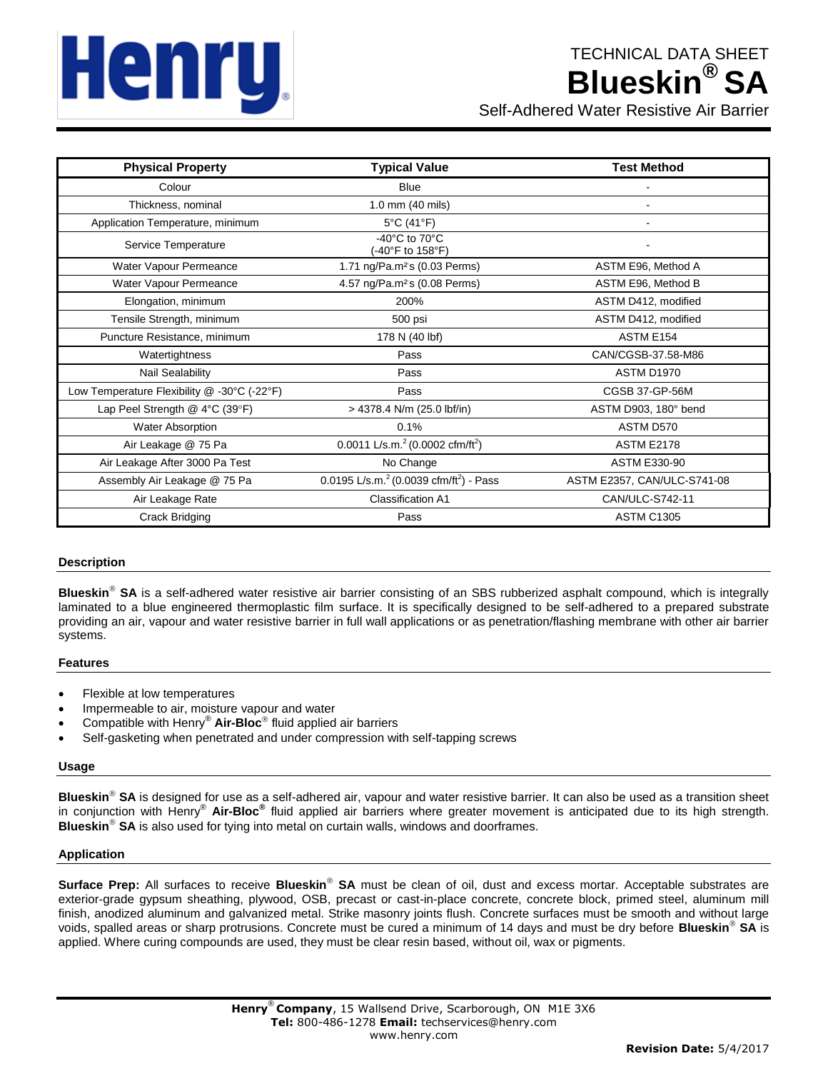TECHNICAL DATA SHEET

# Blueskin® SA

Self-Adhered Water Resistive Air Barrier

| Physical Property | Typical Value | Test Method |
|---|---|---|
| Colour | Blue | - |
| Thickness, nominal | 1.0 mm (40 mils) | - |
| Application Temperature, minimum | 5°C (41°F) | - |
| Service Temperature | -40°C to 70°C (-40°F to 158°F) | - |
| Water Vapour Permeance | 1.71 ng/Pa.m²s (0.03 Perms) | ASTM E96, Method A |
| Water Vapour Permeance | 4.57 ng/Pa.m²s (0.08 Perms) | ASTM E96, Method B |
| Elongation, minimum | 200% | ASTM D412, modified |
| Tensile Strength, minimum | 500 psi | ASTM D412, modified |
| Puncture Resistance, minimum | 178 N (40 lbf) | ASTM E154 |
| Watertightness | Pass | CAN/CGSB-37.58-M86 |
| Nail Sealability | Pass | ASTM D1970 |
| Low Temperature Flexibility @ -30°C (-22°F) | Pass | CGSB 37-GP-56M |
| Lap Peel Strength @ 4°C (39°F) | > 4378.4 N/m (25.0 lbf/in) | ASTM D903, 180° bend |
| Water Absorption | 0.1% | ASTM D570 |
| Air Leakage @ 75 Pa | 0.0011 L/s.m.² (0.0002 cfm/ft²) | ASTM E2178 |
| Air Leakage After 3000 Pa Test | No Change | ASTM E330-90 |
| Assembly Air Leakage @ 75 Pa | 0.0195 L/s.m.² (0.0039 cfm/ft²) - Pass | ASTM E2357, CAN/ULC-S741-08 |
| Air Leakage Rate | Classification A1 | CAN/ULC-S742-11 |
| Crack Bridging | Pass | ASTM C1305 |

## Description

**Blueskin® SA** is a self-adhered water resistive air barrier consisting of an SBS rubberized asphalt compound, which is integrally laminated to a blue engineered thermoplastic film surface. It is specifically designed to be self-adhered to a prepared substrate providing an air, vapour and water resistive barrier in full wall applications or as penetration/flashing membrane with other air barrier systems.

## Features

- Flexible at low temperatures
- Impermeable to air, moisture vapour and water
- Compatible with Henry® **Air-Bloc®** fluid applied air barriers
- Self-gasketing when penetrated and under compression with self-tapping screws

## Usage

**Blueskin® SA** is designed for use as a self-adhered air, vapour and water resistive barrier. It can also be used as a transition sheet in conjunction with Henry® **Air-Bloc®** fluid applied air barriers where greater movement is anticipated due to its high strength. **Blueskin® SA** is also used for tying into metal on curtain walls, windows and doorframes.

## Application

**Surface Prep:** All surfaces to receive **Blueskin® SA** must be clean of oil, dust and excess mortar. Acceptable substrates are exterior-grade gypsum sheathing, plywood, OSB, precast or cast-in-place concrete, concrete block, primed steel, aluminum mill finish, anodized aluminum and galvanized metal. Strike masonry joints flush. Concrete surfaces must be smooth and without large voids, spalled areas or sharp protrusions. Concrete must be cured a minimum of 14 days and must be dry before **Blueskin® SA** is applied. Where curing compounds are used, they must be clear resin based, without oil, wax or pigments.

**Henry® Company**, 15 Wallsend Drive, Scarborough, ON M1E 3X6
**Tel:** 800-486-1278 **Email:** techservices@henry.com
www.henry.com

**Revision Date:** 5/4/2017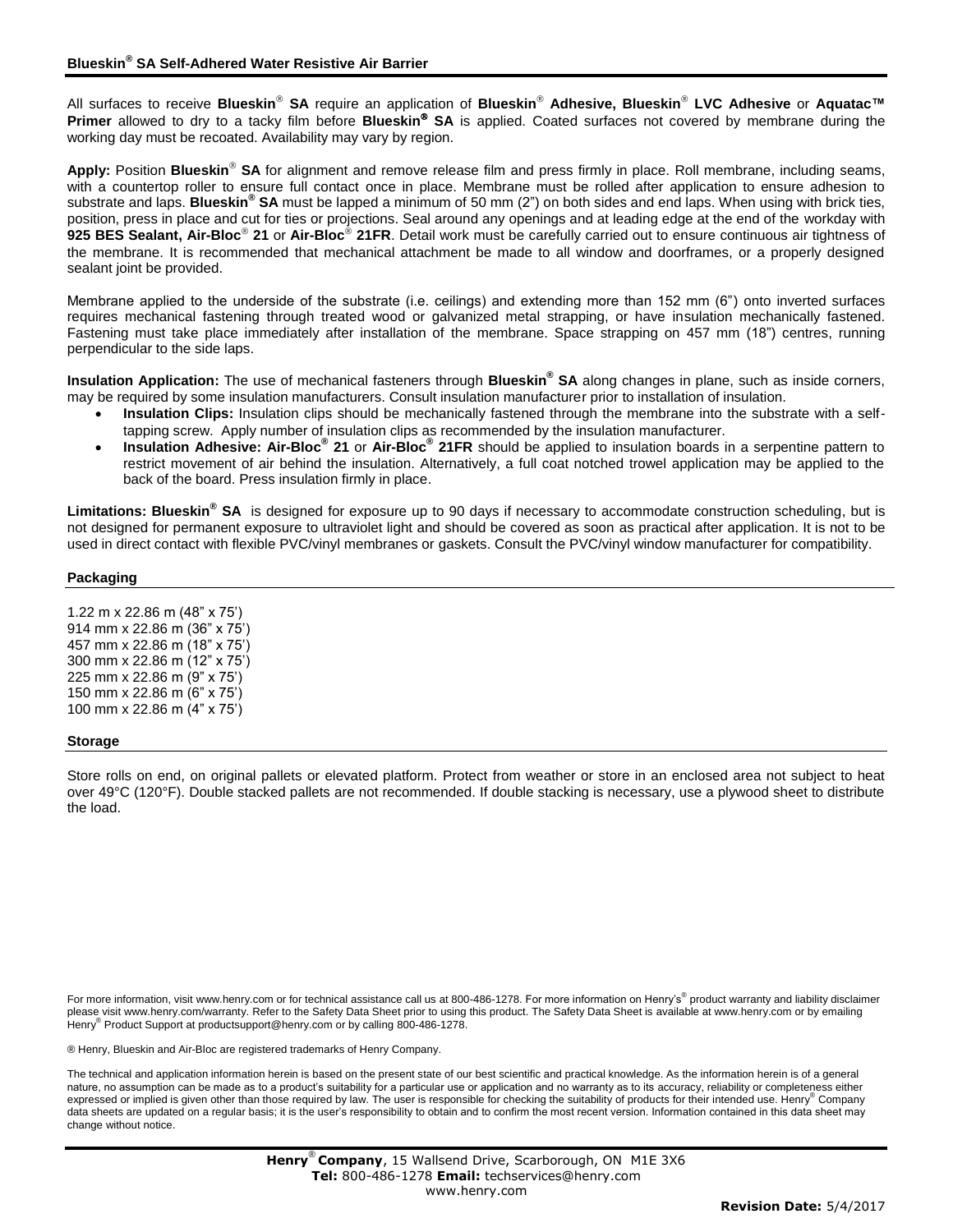**Blueskin® SA Self-Adhered Water Resistive Air Barrier**

All surfaces to receive **Blueskin® SA** require an application of **Blueskin® Adhesive, Blueskin® LVC Adhesive** or **Aquatac™ Primer** allowed to dry to a tacky film before **Blueskin® SA** is applied. Coated surfaces not covered by membrane during the working day must be recoated. Availability may vary by region.

**Apply:** Position **Blueskin® SA** for alignment and remove release film and press firmly in place. Roll membrane, including seams, with a countertop roller to ensure full contact once in place. Membrane must be rolled after application to ensure adhesion to substrate and laps. **Blueskin® SA** must be lapped a minimum of 50 mm (2") on both sides and end laps. When using with brick ties, position, press in place and cut for ties or projections. Seal around any openings and at leading edge at the end of the workday with **925 BES Sealant, Air-Bloc® 21** or **Air-Bloc® 21FR**. Detail work must be carefully carried out to ensure continuous air tightness of the membrane. It is recommended that mechanical attachment be made to all window and doorframes, or a properly designed sealant joint be provided.

Membrane applied to the underside of the substrate (i.e. ceilings) and extending more than 152 mm (6") onto inverted surfaces requires mechanical fastening through treated wood or galvanized metal strapping, or have insulation mechanically fastened. Fastening must take place immediately after installation of the membrane. Space strapping on 457 mm (18") centres, running perpendicular to the side laps.

**Insulation Application:** The use of mechanical fasteners through **Blueskin® SA** along changes in plane, such as inside corners, may be required by some insulation manufacturers. Consult insulation manufacturer prior to installation of insulation.

- **Insulation Clips:** Insulation clips should be mechanically fastened through the membrane into the substrate with a self-tapping screw. Apply number of insulation clips as recommended by the insulation manufacturer.
- **Insulation Adhesive: Air-Bloc® 21** or **Air-Bloc® 21FR** should be applied to insulation boards in a serpentine pattern to restrict movement of air behind the insulation. Alternatively, a full coat notched trowel application may be applied to the back of the board. Press insulation firmly in place.

**Limitations: Blueskin® SA** is designed for exposure up to 90 days if necessary to accommodate construction scheduling, but is not designed for permanent exposure to ultraviolet light and should be covered as soon as practical after application. It is not to be used in direct contact with flexible PVC/vinyl membranes or gaskets. Consult the PVC/vinyl window manufacturer for compatibility.

## Packaging

1.22 m x 22.86 m (48" x 75')
914 mm x 22.86 m (36" x 75')
457 mm x 22.86 m (18" x 75')
300 mm x 22.86 m (12" x 75')
225 mm x 22.86 m (9" x 75')
150 mm x 22.86 m (6" x 75')
100 mm x 22.86 m (4" x 75')

## Storage

Store rolls on end, on original pallets or elevated platform. Protect from weather or store in an enclosed area not subject to heat over 49°C (120°F). Double stacked pallets are not recommended. If double stacking is necessary, use a plywood sheet to distribute the load.

For more information, visit www.henry.com or for technical assistance call us at 800-486-1278. For more information on Henry's® product warranty and liability disclaimer please visit www.henry.com/warranty. Refer to the Safety Data Sheet prior to using this product. The Safety Data Sheet is available at www.henry.com or by emailing Henry® Product Support at productsupport@henry.com or by calling 800-486-1278.

® Henry, Blueskin and Air-Bloc are registered trademarks of Henry Company.

The technical and application information herein is based on the present state of our best scientific and practical knowledge. As the information herein is of a general nature, no assumption can be made as to a product's suitability for a particular use or application and no warranty as to its accuracy, reliability or completeness either expressed or implied is given other than those required by law. The user is responsible for checking the suitability of products for their intended use. Henry® Company data sheets are updated on a regular basis; it is the user's responsibility to obtain and to confirm the most recent version. Information contained in this data sheet may change without notice.

**Henry® Company**, 15 Wallsend Drive, Scarborough, ON M1E 3X6
**Tel:** 800-486-1278 **Email:** techservices@henry.com
www.henry.com

**Revision Date:** 5/4/2017